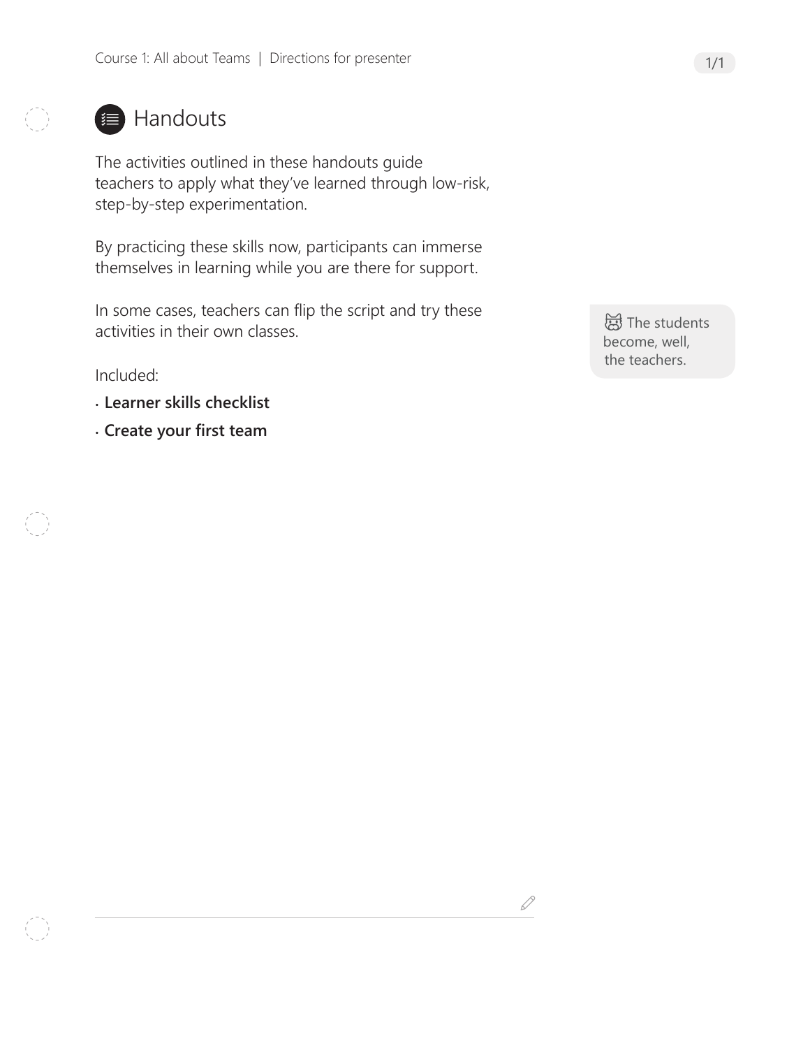# Handouts

The activities outlined in these handouts guide teachers to apply what they've learned through low-risk, step-by-step experimentation.

By practicing these skills now, participants can immerse themselves in learning while you are there for support.

In some cases, teachers can flip the script and try these activities in their own classes.

The students become, well, the teachers.

Included:

- **Learner skills checklist**
- **Create your first team**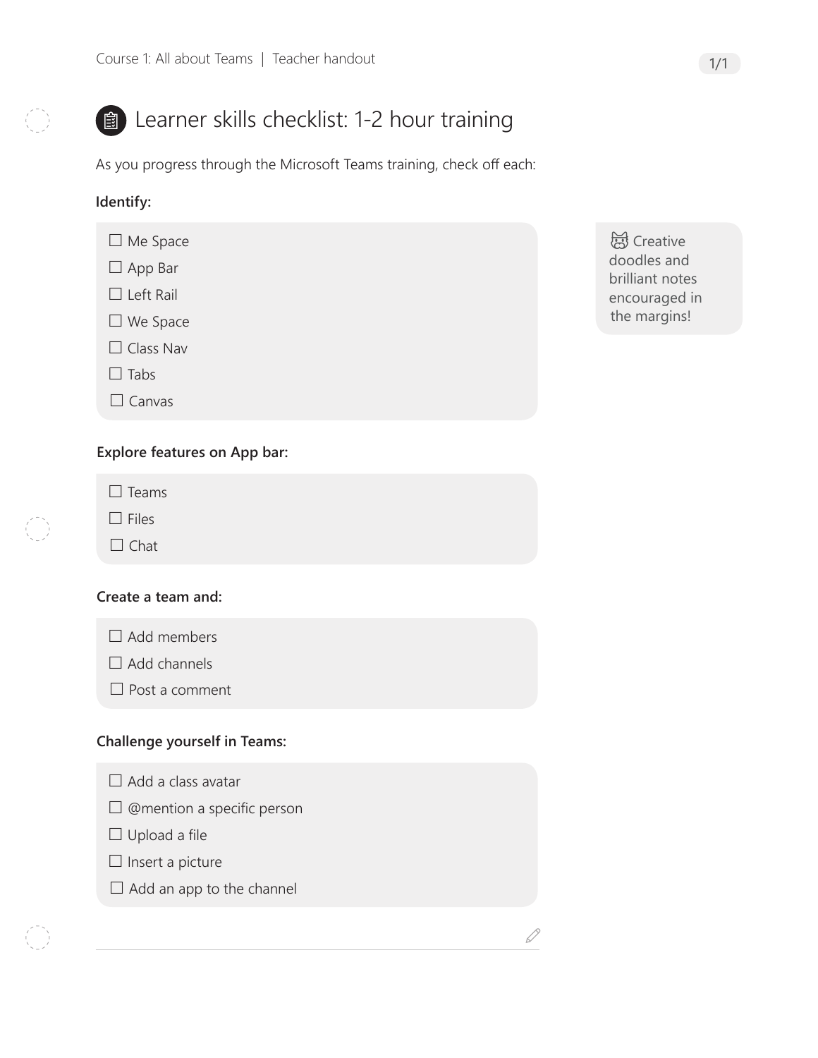# Learner skills checklist: 1-2 hour training

As you progress through the Microsoft Teams training, check off each:

**Identify:**

- ☐ Me Space
- ☐ App Bar
- ☐ Left Rail
- ☐ We Space
- ☐ Class Nav
- ☐ Tabs
- ☐ Canvas

**Explore features on App bar:**

- ☐ Teams
- ☐ Files
- ☐ Chat

**Create a team and:**

- ☐ Add members
- ☐ Add channels
- ☐ Post a comment

**Challenge yourself in Teams:**

- ☐ Add a class avatar
- ☐ @mention a specific person
- ☐ Upload a file
- ☐ Insert a picture
- ☐ Add an app to the channel

Creative doodles and brilliant notes encouraged in the margins!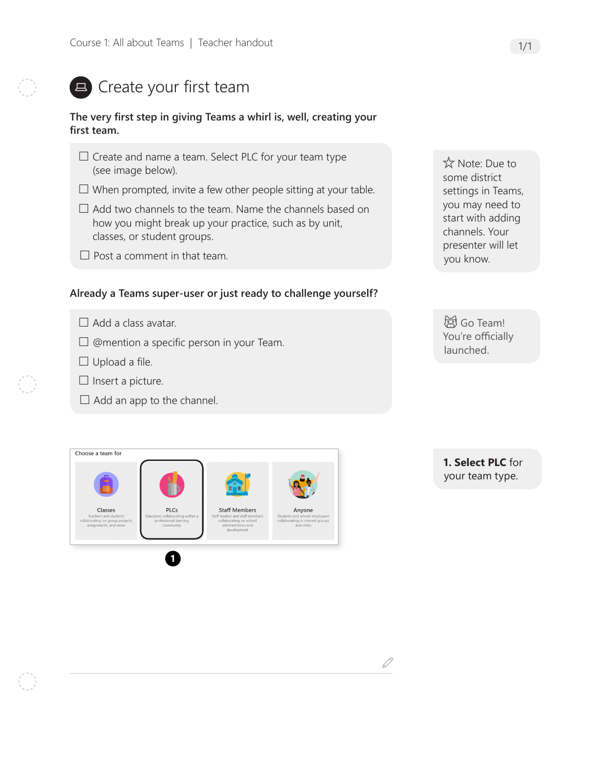# Create your first team

**The very first step in giving Teams a whirl is, well, creating your first team.**

- ☐ Create and name a team. Select PLC for your team type (see image below).
- ☐ When prompted, invite a few other people sitting at your table.
- ☐ Add two channels to the team. Name the channels based on how you might break up your practice, such as by unit, classes, or student groups.
- ☐ Post a comment in that team.

☆ Note: Due to some district settings in Teams, you may need to start with adding channels. Your presenter will let you know.

**Already a Teams super-user or just ready to challenge yourself?**

- ☐ Add a class avatar.
- ☐ @mention a specific person in your Team.
- ☐ Upload a file.
- ☐ Insert a picture.
- ☐ Add an app to the channel.

Go Team! You're officially launched.

Choose a team for

Classes
Teachers and students collaborating on group projects, assignments, and more

PLCs
Educators collaborating within a professional learning community

Staff Members
Staff leaders and staff members collaborating on school administration and development

Anyone
Students and school employees collaborating in interest groups and clubs

1

**1. Select PLC** for your team type.